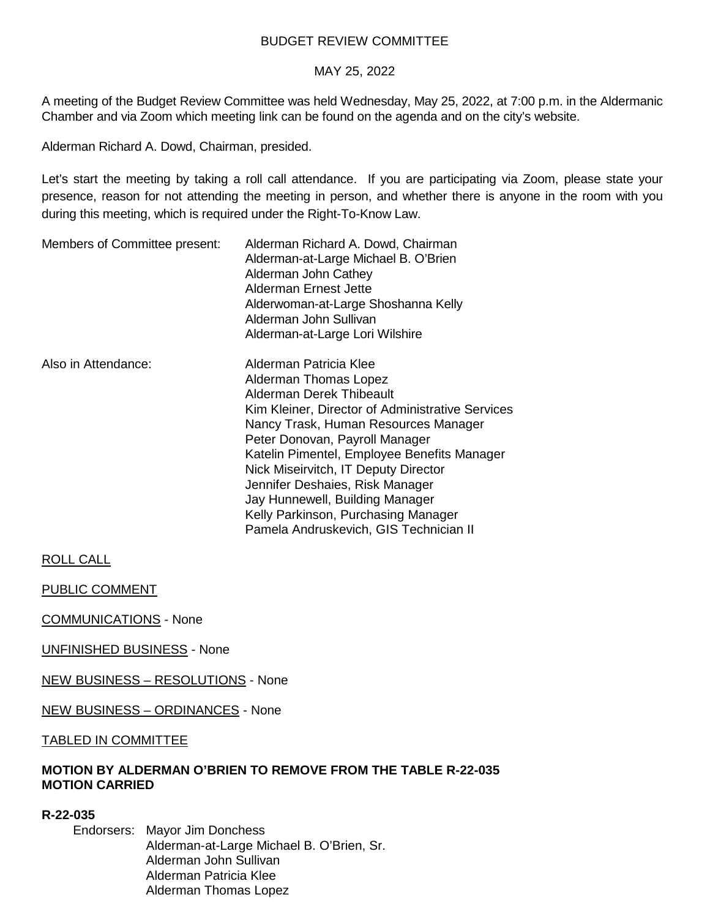BUDGET REVIEW COMMITTEE

MAY 25, 2022

A meeting of the Budget Review Committee was held Wednesday, May 25, 2022, at 7:00 p.m. in the Aldermanic Chamber and via Zoom which meeting link can be found on the agenda and on the city's website.

Alderman Richard A. Dowd, Chairman, presided.

Let's start the meeting by taking a roll call attendance. If you are participating via Zoom, please state your presence, reason for not attending the meeting in person, and whether there is anyone in the room with you during this meeting, which is required under the Right-To-Know Law.

Members of Committee present:
- Alderman Richard A. Dowd, Chairman
- Alderman-at-Large Michael B. O'Brien
- Alderman John Cathey
- Alderman Ernest Jette
- Alderwoman-at-Large Shoshanna Kelly
- Alderman John Sullivan
- Alderman-at-Large Lori Wilshire

Also in Attendance:
- Alderman Patricia Klee
- Alderman Thomas Lopez
- Alderman Derek Thibeault
- Kim Kleiner, Director of Administrative Services
- Nancy Trask, Human Resources Manager
- Peter Donovan, Payroll Manager
- Katelin Pimentel, Employee Benefits Manager
- Nick Miseirvitch, IT Deputy Director
- Jennifer Deshaies, Risk Manager
- Jay Hunnewell, Building Manager
- Kelly Parkinson, Purchasing Manager
- Pamela Andruskevich, GIS Technician II

ROLL CALL

PUBLIC COMMENT

COMMUNICATIONS - None

UNFINISHED BUSINESS - None

NEW BUSINESS – RESOLUTIONS - None

NEW BUSINESS – ORDINANCES - None

TABLED IN COMMITTEE

**MOTION BY ALDERMAN O'BRIEN TO REMOVE FROM THE TABLE R-22-035**
**MOTION CARRIED**

**R-22-035**

Endorsers:
- Mayor Jim Donchess
- Alderman-at-Large Michael B. O'Brien, Sr.
- Alderman John Sullivan
- Alderman Patricia Klee
- Alderman Thomas Lopez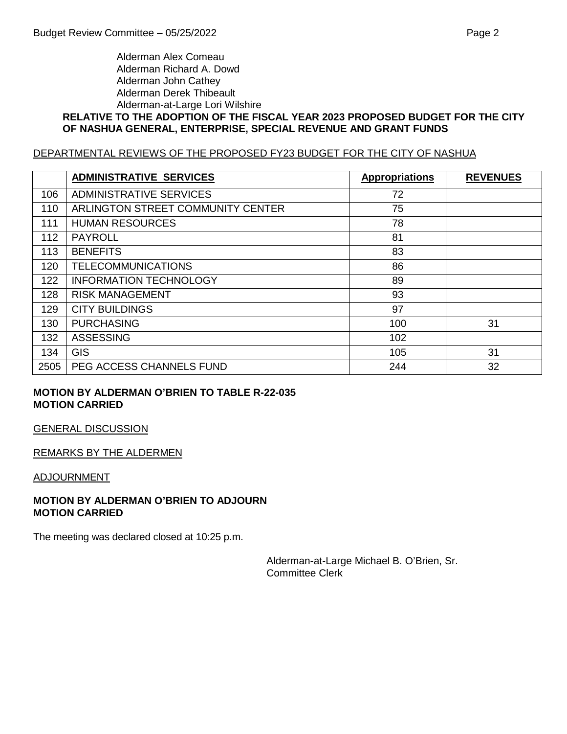Alderman Alex Comeau
Alderman Richard A. Dowd
Alderman John Cathey
Alderman Derek Thibeault
Alderman-at-Large Lori Wilshire

**RELATIVE TO THE ADOPTION OF THE FISCAL YEAR 2023 PROPOSED BUDGET FOR THE CITY OF NASHUA GENERAL, ENTERPRISE, SPECIAL REVENUE AND GRANT FUNDS**

DEPARTMENTAL REVIEWS OF THE PROPOSED FY23 BUDGET FOR THE CITY OF NASHUA

| | **ADMINISTRATIVE SERVICES** | **Appropriations** | **REVENUES** |
|---|---|---|---|
| 106 | ADMINISTRATIVE SERVICES | 72 | |
| 110 | ARLINGTON STREET COMMUNITY CENTER | 75 | |
| 111 | HUMAN RESOURCES | 78 | |
| 112 | PAYROLL | 81 | |
| 113 | BENEFITS | 83 | |
| 120 | TELECOMMUNICATIONS | 86 | |
| 122 | INFORMATION TECHNOLOGY | 89 | |
| 128 | RISK MANAGEMENT | 93 | |
| 129 | CITY BUILDINGS | 97 | |
| 130 | PURCHASING | 100 | 31 |
| 132 | ASSESSING | 102 | |
| 134 | GIS | 105 | 31 |
| 2505 | PEG ACCESS CHANNELS FUND | 244 | 32 |

**MOTION BY ALDERMAN O'BRIEN TO TABLE R-22-035**
**MOTION CARRIED**

GENERAL DISCUSSION

REMARKS BY THE ALDERMEN

ADJOURNMENT

**MOTION BY ALDERMAN O'BRIEN TO ADJOURN**
**MOTION CARRIED**

The meeting was declared closed at 10:25 p.m.

Alderman-at-Large Michael B. O'Brien, Sr.
Committee Clerk